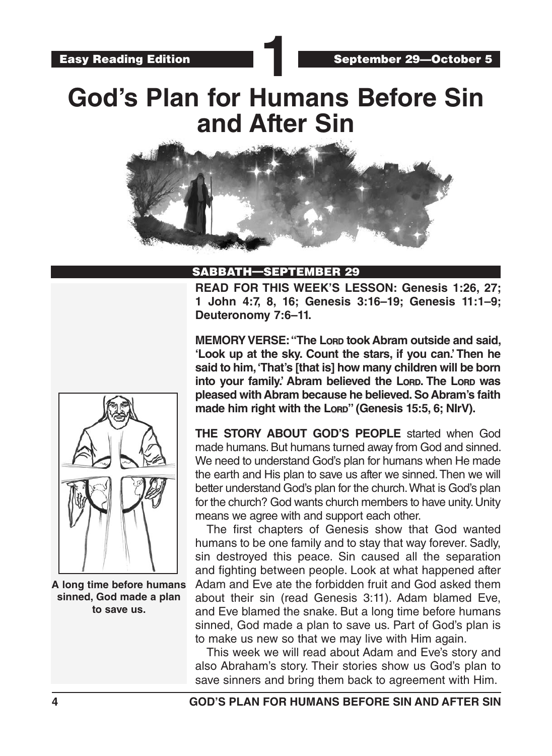Easy Reading Edition

# 1

September 29—October 5

# God's Plan for Humans Before Sin and After Sin

## SABBATH—SEPTEMBER 29

**READ FOR THIS WEEK'S LESSON: Genesis 1:26, 27; 1 John 4:7, 8, 16; Genesis 3:16–19; Genesis 11:1–9; Deuteronomy 7:6–11.**

**MEMORY VERSE: "The LORD took Abram outside and said, 'Look up at the sky. Count the stars, if you can.' Then he said to him, 'That's [that is] how many children will be born into your family.' Abram believed the LORD. The LORD was pleased with Abram because he believed. So Abram's faith made him right with the LORD" (Genesis 15:5, 6; NIrV).**

**THE STORY ABOUT GOD'S PEOPLE** started when God made humans. But humans turned away from God and sinned. We need to understand God's plan for humans when He made the earth and His plan to save us after we sinned. Then we will better understand God's plan for the church. What is God's plan for the church? God wants church members to have unity. Unity means we agree with and support each other.

The first chapters of Genesis show that God wanted humans to be one family and to stay that way forever. Sadly, sin destroyed this peace. Sin caused all the separation and fighting between people. Look at what happened after Adam and Eve ate the forbidden fruit and God asked them about their sin (read Genesis 3:11). Adam blamed Eve, and Eve blamed the snake. But a long time before humans sinned, God made a plan to save us. Part of God's plan is to make us new so that we may live with Him again.

This week we will read about Adam and Eve's story and also Abraham's story. Their stories show us God's plan to save sinners and bring them back to agreement with Him.

A long time before humans sinned, God made a plan to save us.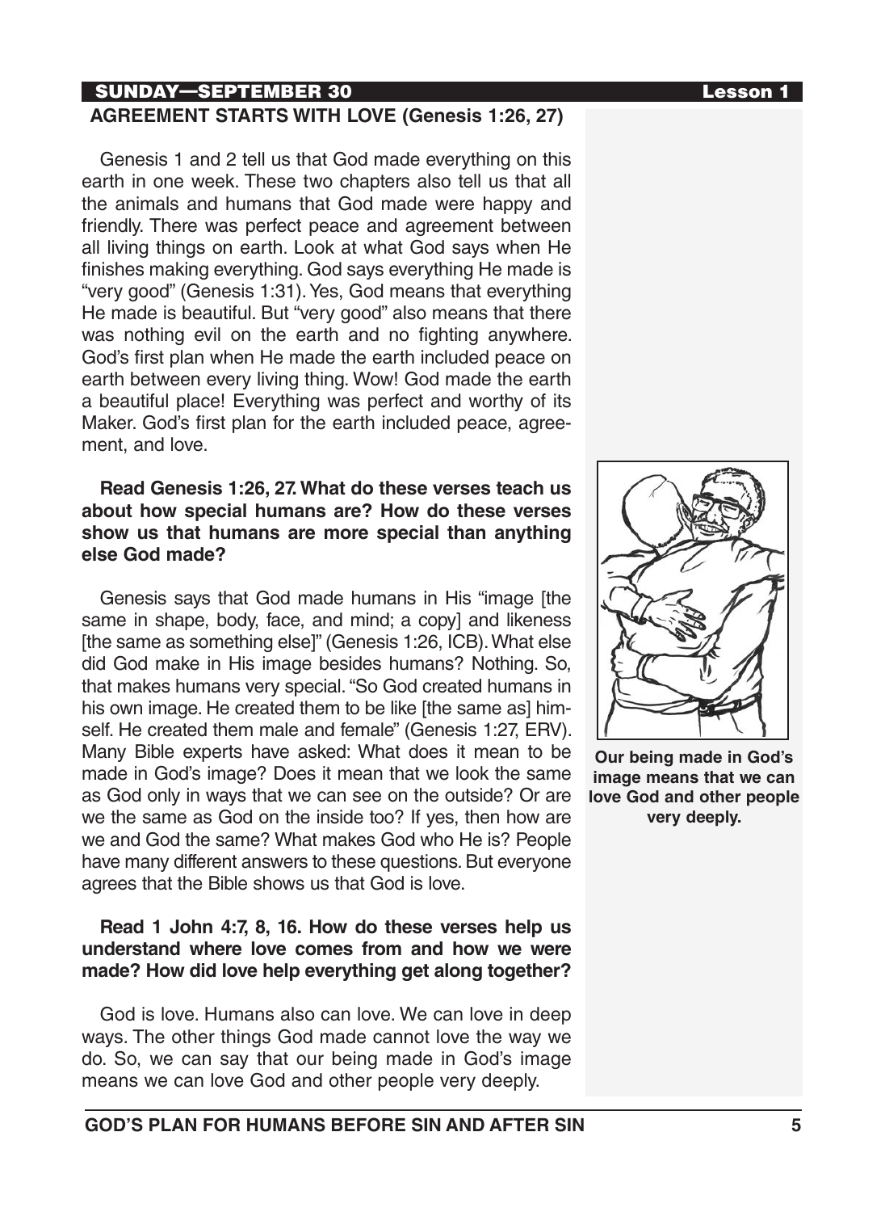SUNDAY—SEPTEMBER 30 Lesson 1

## AGREEMENT STARTS WITH LOVE (Genesis 1:26, 27)

Genesis 1 and 2 tell us that God made everything on this earth in one week. These two chapters also tell us that all the animals and humans that God made were happy and friendly. There was perfect peace and agreement between all living things on earth. Look at what God says when He finishes making everything. God says everything He made is "very good" (Genesis 1:31). Yes, God means that everything He made is beautiful. But "very good" also means that there was nothing evil on the earth and no fighting anywhere. God's first plan when He made the earth included peace on earth between every living thing. Wow! God made the earth a beautiful place! Everything was perfect and worthy of its Maker. God's first plan for the earth included peace, agreement, and love.

**Read Genesis 1:26, 27. What do these verses teach us about how special humans are? How do these verses show us that humans are more special than anything else God made?**

Genesis says that God made humans in His "image [the same in shape, body, face, and mind; a copy] and likeness [the same as something else]" (Genesis 1:26, ICB). What else did God make in His image besides humans? Nothing. So, that makes humans very special. "So God created humans in his own image. He created them to be like [the same as] himself. He created them male and female" (Genesis 1:27, ERV). Many Bible experts have asked: What does it mean to be made in God's image? Does it mean that we look the same as God only in ways that we can see on the outside? Or are we the same as God on the inside too? If yes, then how are we and God the same? What makes God who He is? People have many different answers to these questions. But everyone agrees that the Bible shows us that God is love.

**Our being made in God's image means that we can love God and other people very deeply.**

**Read 1 John 4:7, 8, 16. How do these verses help us understand where love comes from and how we were made? How did love help everything get along together?**

God is love. Humans also can love. We can love in deep ways. The other things God made cannot love the way we do. So, we can say that our being made in God's image means we can love God and other people very deeply.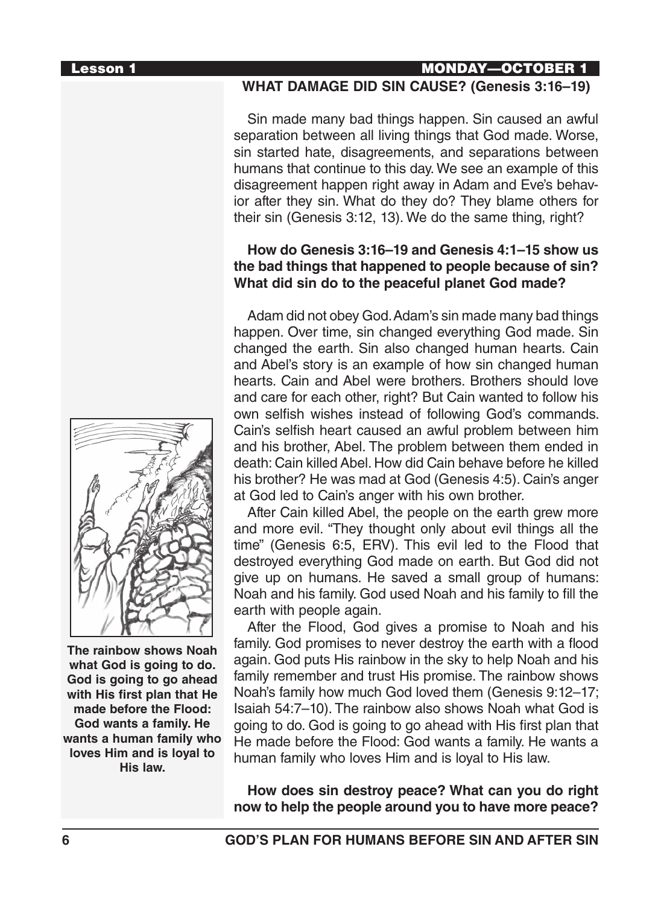## WHAT DAMAGE DID SIN CAUSE? (Genesis 3:16–19)

Sin made many bad things happen. Sin caused an awful separation between all living things that God made. Worse, sin started hate, disagreements, and separations between humans that continue to this day. We see an example of this disagreement happen right away in Adam and Eve's behavior after they sin. What do they do? They blame others for their sin (Genesis 3:12, 13). We do the same thing, right?

**How do Genesis 3:16–19 and Genesis 4:1–15 show us the bad things that happened to people because of sin? What did sin do to the peaceful planet God made?**

Adam did not obey God. Adam's sin made many bad things happen. Over time, sin changed everything God made. Sin changed the earth. Sin also changed human hearts. Cain and Abel's story is an example of how sin changed human hearts. Cain and Abel were brothers. Brothers should love and care for each other, right? But Cain wanted to follow his own selfish wishes instead of following God's commands. Cain's selfish heart caused an awful problem between him and his brother, Abel. The problem between them ended in death: Cain killed Abel. How did Cain behave before he killed his brother? He was mad at God (Genesis 4:5). Cain's anger at God led to Cain's anger with his own brother.

After Cain killed Abel, the people on the earth grew more and more evil. "They thought only about evil things all the time" (Genesis 6:5, ERV). This evil led to the Flood that destroyed everything God made on earth. But God did not give up on humans. He saved a small group of humans: Noah and his family. God used Noah and his family to fill the earth with people again.

After the Flood, God gives a promise to Noah and his family. God promises to never destroy the earth with a flood again. God puts His rainbow in the sky to help Noah and his family remember and trust His promise. The rainbow shows Noah's family how much God loved them (Genesis 9:12–17; Isaiah 54:7–10). The rainbow also shows Noah what God is going to do. God is going to go ahead with His first plan that He made before the Flood: God wants a family. He wants a human family who loves Him and is loyal to His law.

**The rainbow shows Noah what God is going to do. God is going to go ahead with His first plan that He made before the Flood: God wants a family. He wants a human family who loves Him and is loyal to His law.**

**How does sin destroy peace? What can you do right now to help the people around you to have more peace?**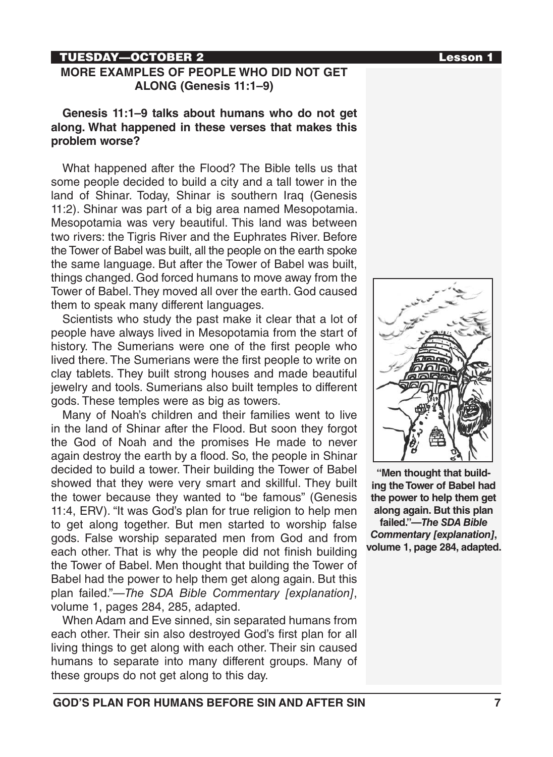## MORE EXAMPLES OF PEOPLE WHO DID NOT GET ALONG (Genesis 11:1–9)

**Genesis 11:1–9 talks about humans who do not get along. What happened in these verses that makes this problem worse?**

What happened after the Flood? The Bible tells us that some people decided to build a city and a tall tower in the land of Shinar. Today, Shinar is southern Iraq (Genesis 11:2). Shinar was part of a big area named Mesopotamia. Mesopotamia was very beautiful. This land was between two rivers: the Tigris River and the Euphrates River. Before the Tower of Babel was built, all the people on the earth spoke the same language. But after the Tower of Babel was built, things changed. God forced humans to move away from the Tower of Babel. They moved all over the earth. God caused them to speak many different languages.

Scientists who study the past make it clear that a lot of people have always lived in Mesopotamia from the start of history. The Sumerians were one of the first people who lived there. The Sumerians were the first people to write on clay tablets. They built strong houses and made beautiful jewelry and tools. Sumerians also built temples to different gods. These temples were as big as towers.

Many of Noah's children and their families went to live in the land of Shinar after the Flood. But soon they forgot the God of Noah and the promises He made to never again destroy the earth by a flood. So, the people in Shinar decided to build a tower. Their building the Tower of Babel showed that they were very smart and skillful. They built the tower because they wanted to "be famous" (Genesis 11:4, ERV). "It was God's plan for true religion to help men to get along together. But men started to worship false gods. False worship separated men from God and from each other. That is why the people did not finish building the Tower of Babel. Men thought that building the Tower of Babel had the power to help them get along again. But this plan failed."—*The SDA Bible Commentary [explanation]*, volume 1, pages 284, 285, adapted.

**"Men thought that building the Tower of Babel had the power to help them get along again. But this plan failed."—*The SDA Bible Commentary [explanation]*, volume 1, page 284, adapted.**

When Adam and Eve sinned, sin separated humans from each other. Their sin also destroyed God's first plan for all living things to get along with each other. Their sin caused humans to separate into many different groups. Many of these groups do not get along to this day.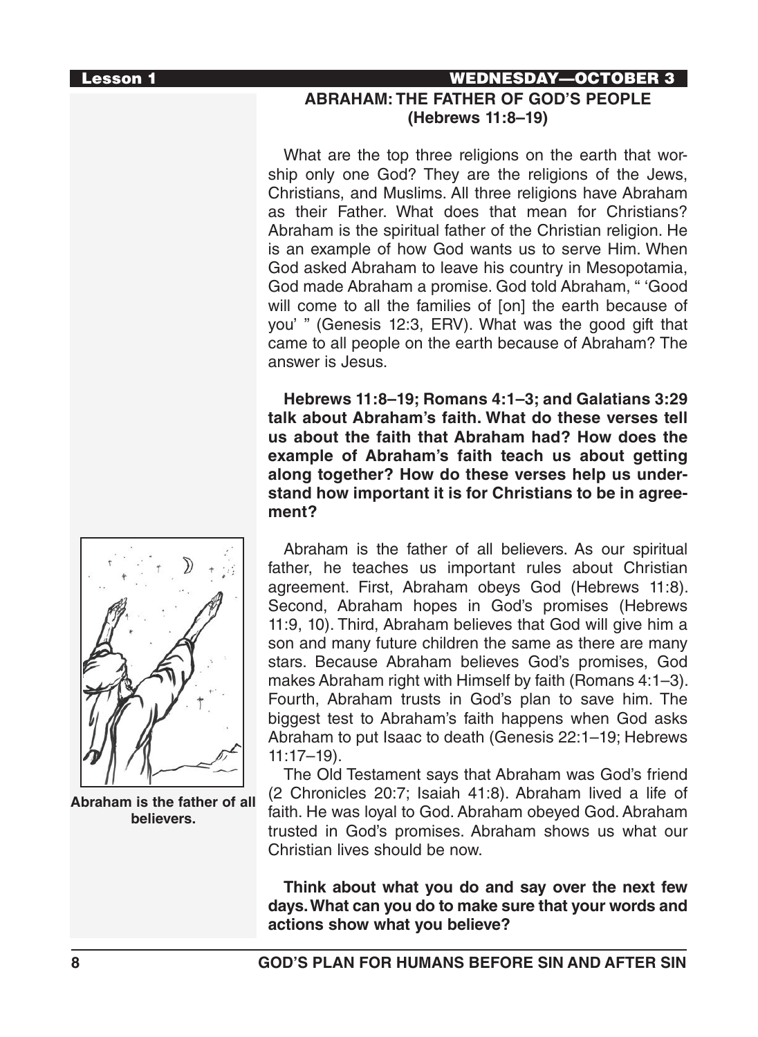## ABRAHAM: THE FATHER OF GOD'S PEOPLE (Hebrews 11:8–19)

What are the top three religions on the earth that worship only one God? They are the religions of the Jews, Christians, and Muslims. All three religions have Abraham as their Father. What does that mean for Christians? Abraham is the spiritual father of the Christian religion. He is an example of how God wants us to serve Him. When God asked Abraham to leave his country in Mesopotamia, God made Abraham a promise. God told Abraham, " 'Good will come to all the families of [on] the earth because of you' " (Genesis 12:3, ERV). What was the good gift that came to all people on the earth because of Abraham? The answer is Jesus.

**Hebrews 11:8–19; Romans 4:1–3; and Galatians 3:29 talk about Abraham's faith. What do these verses tell us about the faith that Abraham had? How does the example of Abraham's faith teach us about getting along together? How do these verses help us understand how important it is for Christians to be in agreement?**

Abraham is the father of all believers. As our spiritual father, he teaches us important rules about Christian agreement. First, Abraham obeys God (Hebrews 11:8). Second, Abraham hopes in God's promises (Hebrews 11:9, 10). Third, Abraham believes that God will give him a son and many future children the same as there are many stars. Because Abraham believes God's promises, God makes Abraham right with Himself by faith (Romans 4:1–3). Fourth, Abraham trusts in God's plan to save him. The biggest test to Abraham's faith happens when God asks Abraham to put Isaac to death (Genesis 22:1–19; Hebrews 11:17–19).

**Abraham is the father of all believers.**

The Old Testament says that Abraham was God's friend (2 Chronicles 20:7; Isaiah 41:8). Abraham lived a life of faith. He was loyal to God. Abraham obeyed God. Abraham trusted in God's promises. Abraham shows us what our Christian lives should be now.

**Think about what you do and say over the next few days. What can you do to make sure that your words and actions show what you believe?**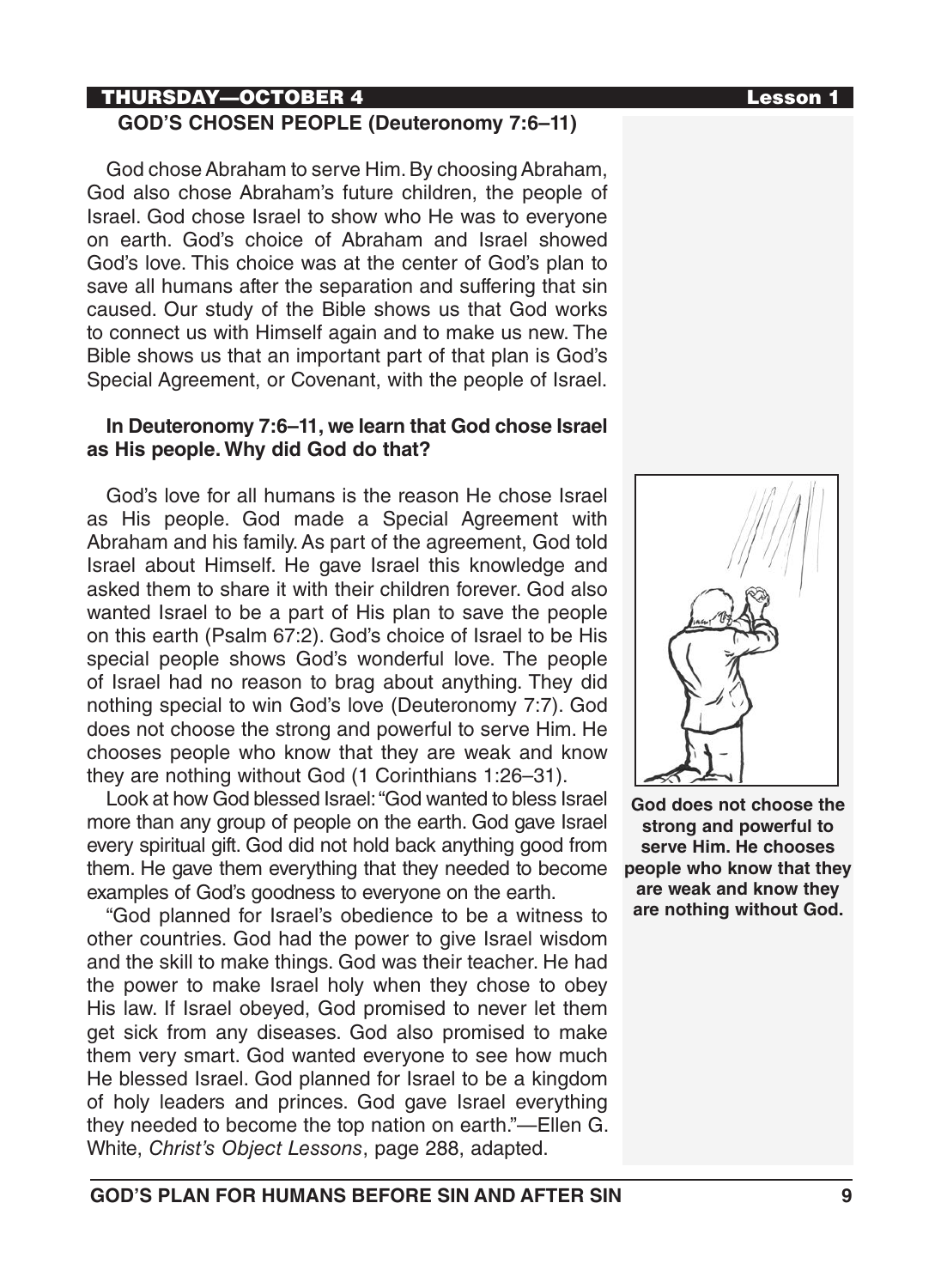THURSDAY—OCTOBER 4 Lesson 1

## GOD'S CHOSEN PEOPLE (Deuteronomy 7:6–11)

God chose Abraham to serve Him. By choosing Abraham, God also chose Abraham's future children, the people of Israel. God chose Israel to show who He was to everyone on earth. God's choice of Abraham and Israel showed God's love. This choice was at the center of God's plan to save all humans after the separation and suffering that sin caused. Our study of the Bible shows us that God works to connect us with Himself again and to make us new. The Bible shows us that an important part of that plan is God's Special Agreement, or Covenant, with the people of Israel.

**In Deuteronomy 7:6–11, we learn that God chose Israel as His people. Why did God do that?**

God's love for all humans is the reason He chose Israel as His people. God made a Special Agreement with Abraham and his family. As part of the agreement, God told Israel about Himself. He gave Israel this knowledge and asked them to share it with their children forever. God also wanted Israel to be a part of His plan to save the people on this earth (Psalm 67:2). God's choice of Israel to be His special people shows God's wonderful love. The people of Israel had no reason to brag about anything. They did nothing special to win God's love (Deuteronomy 7:7). God does not choose the strong and powerful to serve Him. He chooses people who know that they are weak and know they are nothing without God (1 Corinthians 1:26–31).

Look at how God blessed Israel: "God wanted to bless Israel more than any group of people on the earth. God gave Israel every spiritual gift. God did not hold back anything good from them. He gave them everything that they needed to become examples of God's goodness to everyone on the earth.

"God planned for Israel's obedience to be a witness to other countries. God had the power to give Israel wisdom and the skill to make things. God was their teacher. He had the power to make Israel holy when they chose to obey His law. If Israel obeyed, God promised to never let them get sick from any diseases. God also promised to make them very smart. God wanted everyone to see how much He blessed Israel. God planned for Israel to be a kingdom of holy leaders and princes. God gave Israel everything they needed to become the top nation on earth."—Ellen G. White, *Christ's Object Lessons*, page 288, adapted.

**God does not choose the strong and powerful to serve Him. He chooses people who know that they are weak and know they are nothing without God.**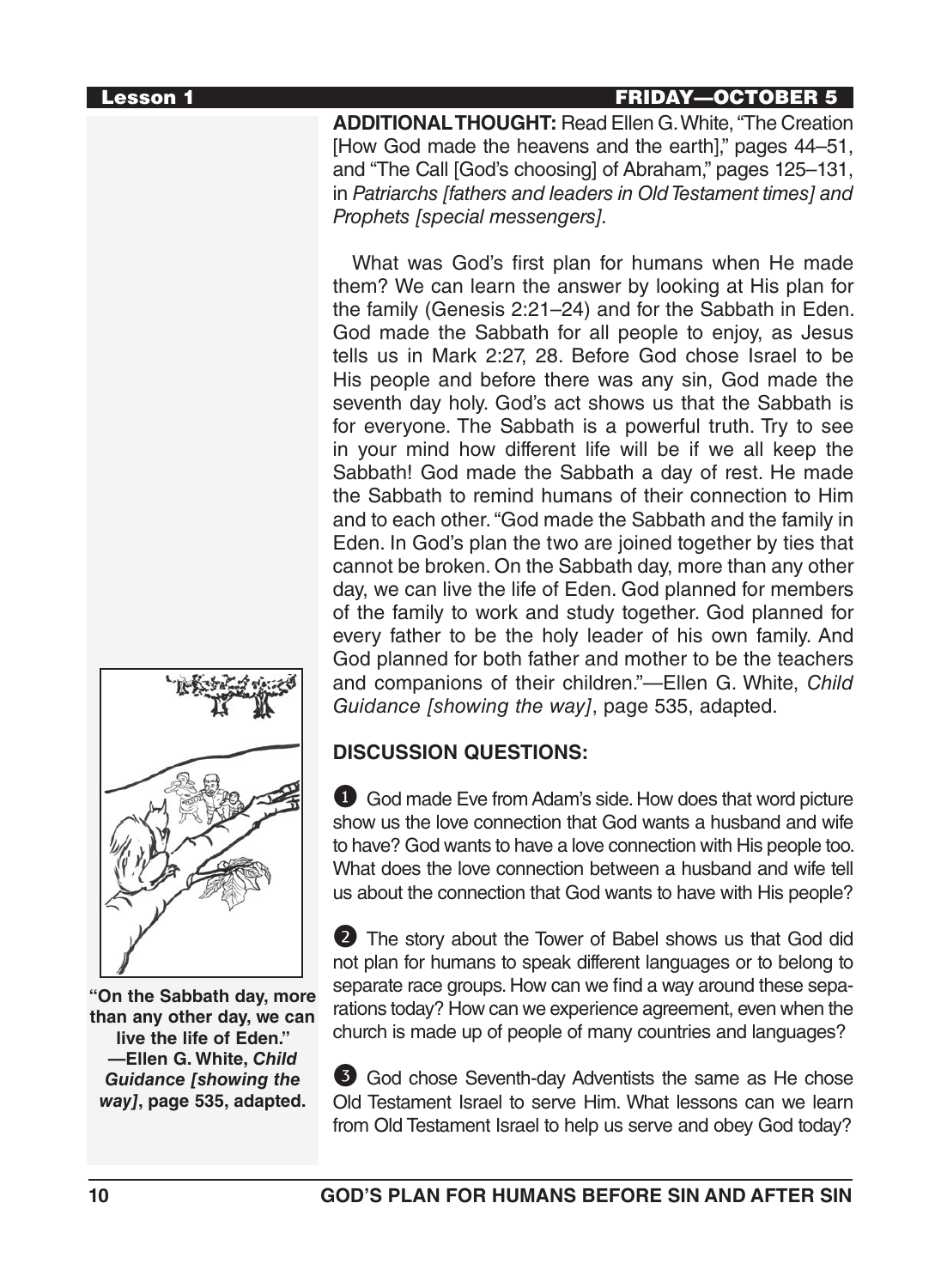**ADDITIONAL THOUGHT:** Read Ellen G. White, "The Creation [How God made the heavens and the earth]," pages 44–51, and "The Call [God's choosing] of Abraham," pages 125–131, in *Patriarchs [fathers and leaders in Old Testament times] and Prophets [special messengers].*

What was God's first plan for humans when He made them? We can learn the answer by looking at His plan for the family (Genesis 2:21–24) and for the Sabbath in Eden. God made the Sabbath for all people to enjoy, as Jesus tells us in Mark 2:27, 28. Before God chose Israel to be His people and before there was any sin, God made the seventh day holy. God's act shows us that the Sabbath is for everyone. The Sabbath is a powerful truth. Try to see in your mind how different life will be if we all keep the Sabbath! God made the Sabbath a day of rest. He made the Sabbath to remind humans of their connection to Him and to each other. "God made the Sabbath and the family in Eden. In God's plan the two are joined together by ties that cannot be broken. On the Sabbath day, more than any other day, we can live the life of Eden. God planned for members of the family to work and study together. God planned for every father to be the holy leader of his own family. And God planned for both father and mother to be the teachers and companions of their children."—Ellen G. White, *Child Guidance [showing the way]*, page 535, adapted.

**"On the Sabbath day, more than any other day, we can live the life of Eden." —Ellen G. White, *Child Guidance [showing the way]*, page 535, adapted.**

## DISCUSSION QUESTIONS:

1. God made Eve from Adam's side. How does that word picture show us the love connection that God wants a husband and wife to have? God wants to have a love connection with His people too. What does the love connection between a husband and wife tell us about the connection that God wants to have with His people?

2. The story about the Tower of Babel shows us that God did not plan for humans to speak different languages or to belong to separate race groups. How can we find a way around these separations today? How can we experience agreement, even when the church is made up of people of many countries and languages?

3. God chose Seventh-day Adventists the same as He chose Old Testament Israel to serve Him. What lessons can we learn from Old Testament Israel to help us serve and obey God today?